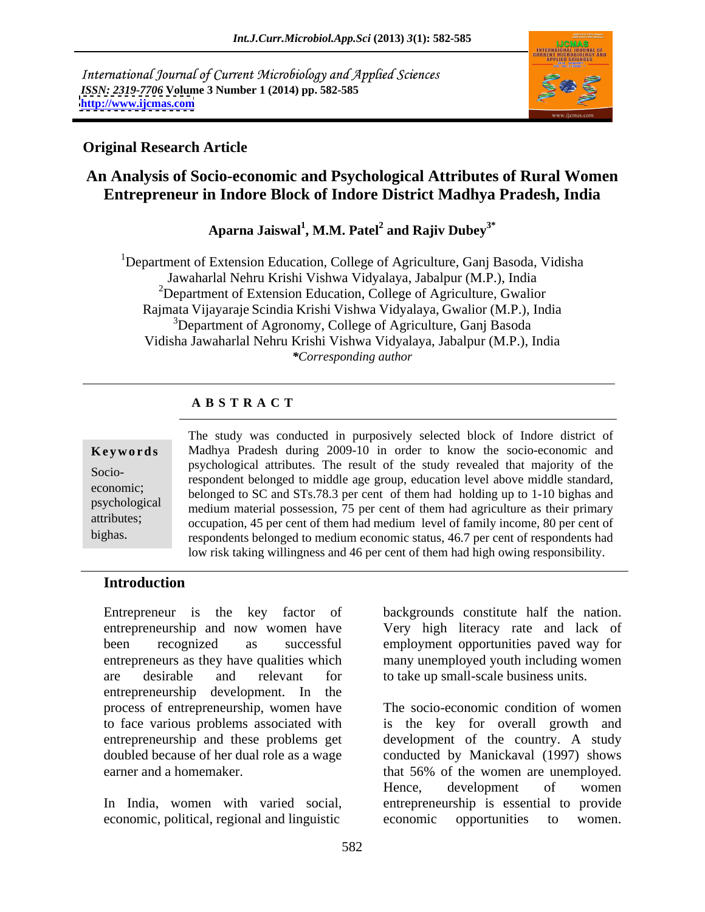International Journal of Current Microbiology and Applied Sciences
*ISSN: 2319-7706* **Volume 3 Number 1 (2014) pp. 582-585**
**http://www.ijcmas.com**

**Original Research Article**

# An Analysis of Socio-economic and Psychological Attributes of Rural Women Entrepreneur in Indore Block of Indore District Madhya Pradesh, India

**Aparna Jaiswal[1], M.M. Patel[2] and Rajiv Dubey[3*]**

[1]Department of Extension Education, College of Agriculture, Ganj Basoda, Vidisha Jawaharlal Nehru Krishi Vishwa Vidyalaya, Jabalpur (M.P.), India
[2]Department of Extension Education, College of Agriculture, Gwalior Rajmata Vijayaraje Scindia Krishi Vishwa Vidyalaya, Gwalior (M.P.), India
[3]Department of Agronomy, College of Agriculture, Ganj Basoda Vidisha Jawaharlal Nehru Krishi Vishwa Vidyalaya, Jabalpur (M.P.), India
***Corresponding author***

## ABSTRACT

**Keywords**

Socio-economic; psychological attributes; bighas.

The study was conducted in purposively selected block of Indore district of Madhya Pradesh during 2009-10 in order to know the socio-economic and psychological attributes. The result of the study revealed that majority of the respondent belonged to middle age group, education level above middle standard, belonged to SC and STs.78.3 per cent of them had holding up to 1-10 bighas and medium material possession, 75 per cent of them had agriculture as their primary occupation, 45 per cent of them had medium level of family income, 80 per cent of respondents belonged to medium economic status, 46.7 per cent of respondents had low risk taking willingness and 46 per cent of them had high owing responsibility.

## Introduction

Entrepreneur is the key factor of entrepreneurship and now women have been recognized as successful entrepreneurs as they have qualities which are desirable and relevant for entrepreneurship development. In the process of entrepreneurship, women have to face various problems associated with entrepreneurship and these problems get doubled because of her dual role as a wage earner and a homemaker.

In India, women with varied social, economic, political, regional and linguistic backgrounds constitute half the nation. Very high literacy rate and lack of employment opportunities paved way for many unemployed youth including women to take up small-scale business units.

The socio-economic condition of women is the key for overall growth and development of the country. A study conducted by Manickaval (1997) shows that 56% of the women are unemployed. Hence, development of women entrepreneurship is essential to provide economic opportunities to women.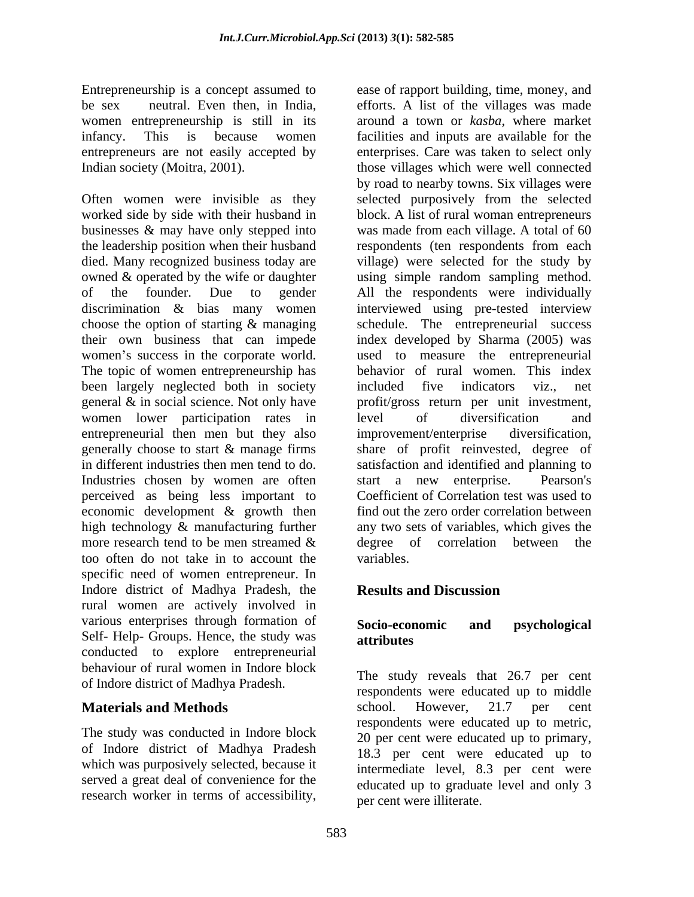Entrepreneurship is a concept assumed to be sex neutral. Even then, in India, women entrepreneurship is still in its infancy. This is because women entrepreneurs are not easily accepted by Indian society (Moitra, 2001).

Often women were invisible as they worked side by side with their husband in businesses & may have only stepped into the leadership position when their husband died. Many recognized business today are owned & operated by the wife or daughter of the founder. Due to gender discrimination & bias many women choose the option of starting & managing their own business that can impede women's success in the corporate world. The topic of women entrepreneurship has been largely neglected both in society general & in social science. Not only have women lower participation rates in entrepreneurial then men but they also generally choose to start & manage firms in different industries then men tend to do. Industries chosen by women are often perceived as being less important to economic development & growth then high technology & manufacturing further more research tend to be men streamed & too often do not take in to account the specific need of women entrepreneur. In Indore district of Madhya Pradesh, the rural women are actively involved in various enterprises through formation of Self- Help- Groups. Hence, the study was conducted to explore entrepreneurial behaviour of rural women in Indore block of Indore district of Madhya Pradesh.

## Materials and Methods

The study was conducted in Indore block of Indore district of Madhya Pradesh which was purposively selected, because it served a great deal of convenience for the research worker in terms of accessibility, ease of rapport building, time, money, and efforts. A list of the villages was made around a town or *kasba*, where market facilities and inputs are available for the enterprises. Care was taken to select only those villages which were well connected by road to nearby towns. Six villages were selected purposively from the selected block. A list of rural woman entrepreneurs was made from each village. A total of 60 respondents (ten respondents from each village) were selected for the study by using simple random sampling method. All the respondents were individually interviewed using pre-tested interview schedule. The entrepreneurial success index developed by Sharma (2005) was used to measure the entrepreneurial behavior of rural women. This index included five indicators viz., net profit/gross return per unit investment, level of diversification and improvement/enterprise diversification, share of profit reinvested, degree of satisfaction and identified and planning to start a new enterprise. Pearson's Coefficient of Correlation test was used to find out the zero order correlation between any two sets of variables, which gives the degree of correlation between the variables.

## Results and Discussion

### Socio-economic and psychological attributes

The study reveals that 26.7 per cent respondents were educated up to middle school. However, 21.7 per cent respondents were educated up to metric, 20 per cent were educated up to primary, 18.3 per cent were educated up to intermediate level, 8.3 per cent were educated up to graduate level and only 3 per cent were illiterate.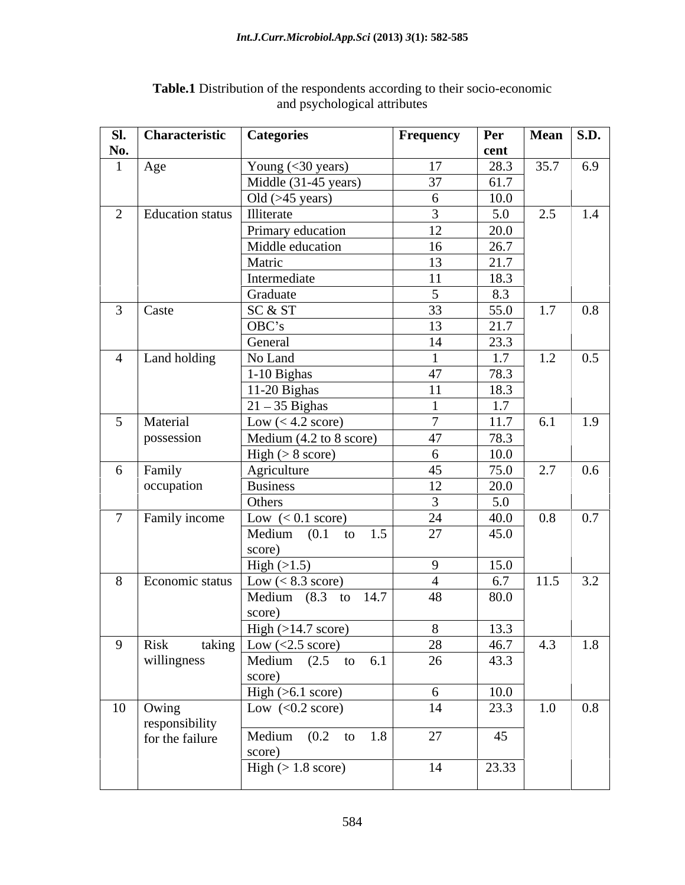**Table.1** Distribution of the respondents according to their socio-economic and psychological attributes

| Sl. No. | Characteristic | Categories | Frequency | Per cent | Mean | S.D. |
|---|---|---|---|---|---|---|
| 1 | Age | Young (<30 years) | 17 | 28.3 | 35.7 | 6.9 |
| | | Middle (31-45 years) | 37 | 61.7 | | |
| | | Old (>45 years) | 6 | 10.0 | | |
| 2 | Education status | Illiterate | 3 | 5.0 | 2.5 | 1.4 |
| | | Primary education | 12 | 20.0 | | |
| | | Middle education | 16 | 26.7 | | |
| | | Matric | 13 | 21.7 | | |
| | | Intermediate | 11 | 18.3 | | |
| | | Graduate | 5 | 8.3 | | |
| 3 | Caste | SC & ST | 33 | 55.0 | 1.7 | 0.8 |
| | | OBC's | 13 | 21.7 | | |
| | | General | 14 | 23.3 | | |
| 4 | Land holding | No Land | 1 | 1.7 | 1.2 | 0.5 |
| | | 1-10 Bighas | 47 | 78.3 | | |
| | | 11-20 Bighas | 11 | 18.3 | | |
| | | 21 – 35 Bighas | 1 | 1.7 | | |
| 5 | Material possession | Low (< 4.2 score) | 7 | 11.7 | 6.1 | 1.9 |
| | | Medium (4.2 to 8 score) | 47 | 78.3 | | |
| | | High (> 8 score) | 6 | 10.0 | | |
| 6 | Family occupation | Agriculture | 45 | 75.0 | 2.7 | 0.6 |
| | | Business | 12 | 20.0 | | |
| | | Others | 3 | 5.0 | | |
| 7 | Family income | Low (< 0.1 score) | 24 | 40.0 | 0.8 | 0.7 |
| | | Medium (0.1 to 1.5 score) | 27 | 45.0 | | |
| | | High (>1.5) | 9 | 15.0 | | |
| 8 | Economic status | Low (< 8.3 score) | 4 | 6.7 | 11.5 | 3.2 |
| | | Medium (8.3 to 14.7 score) | 48 | 80.0 | | |
| | | High (>14.7 score) | 8 | 13.3 | | |
| 9 | Risk taking willingness | Low (<2.5 score) | 28 | 46.7 | 4.3 | 1.8 |
| | | Medium (2.5 to 6.1 score) | 26 | 43.3 | | |
| | | High (>6.1 score) | 6 | 10.0 | | |
| 10 | Owing responsibility for the failure | Low (<0.2 score) | 14 | 23.3 | 1.0 | 0.8 |
| | | Medium (0.2 to 1.8 score) | 27 | 45 | | |
| | | High (> 1.8 score) | 14 | 23.33 | | |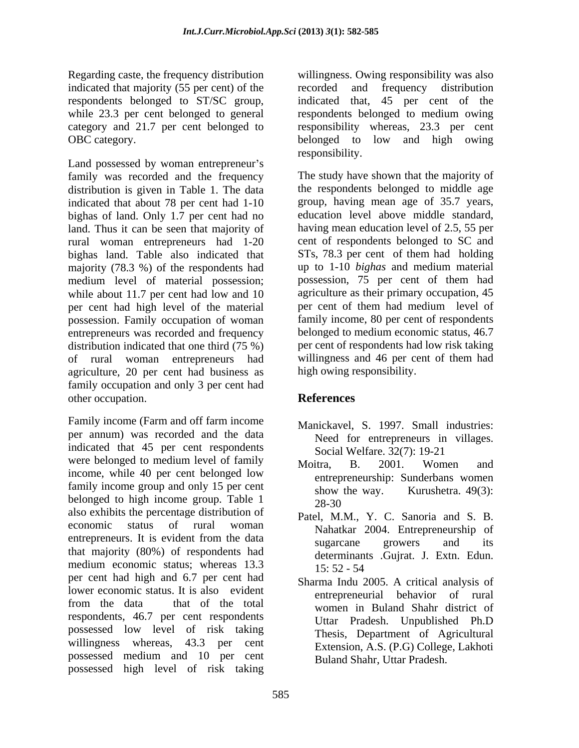Regarding caste, the frequency distribution indicated that majority (55 per cent) of the respondents belonged to ST/SC group, while 23.3 per cent belonged to general category and 21.7 per cent belonged to OBC category.

Land possessed by woman entrepreneur's family was recorded and the frequency distribution is given in Table 1. The data indicated that about 78 per cent had 1-10 bighas of land. Only 1.7 per cent had no land. Thus it can be seen that majority of rural woman entrepreneurs had 1-20 bighas land. Table also indicated that majority (78.3 %) of the respondents had medium level of material possession; while about 11.7 per cent had low and 10 per cent had high level of the material possession. Family occupation of woman entrepreneurs was recorded and frequency distribution indicated that one third (75 %) of rural woman entrepreneurs had agriculture, 20 per cent had business as family occupation and only 3 per cent had other occupation.

Family income (Farm and off farm income per annum) was recorded and the data indicated that 45 per cent respondents were belonged to medium level of family income, while 40 per cent belonged low family income group and only 15 per cent belonged to high income group. Table 1 also exhibits the percentage distribution of economic status of rural woman entrepreneurs. It is evident from the data that majority (80%) of respondents had medium economic status; whereas 13.3 per cent had high and 6.7 per cent had lower economic status. It is also evident from the data that of the total respondents, 46.7 per cent respondents possessed low level of risk taking willingness whereas, 43.3 per cent possessed medium and 10 per cent possessed high level of risk taking willingness. Owing responsibility was also recorded and frequency distribution indicated that, 45 per cent of the respondents belonged to medium owing responsibility whereas, 23.3 per cent belonged to low and high owing responsibility.

The study have shown that the majority of the respondents belonged to middle age group, having mean age of 35.7 years, education level above middle standard, having mean education level of 2.5, 55 per cent of respondents belonged to SC and STs, 78.3 per cent of them had holding up to 1-10 *bighas* and medium material possession, 75 per cent of them had agriculture as their primary occupation, 45 per cent of them had medium level of family income, 80 per cent of respondents belonged to medium economic status, 46.7 per cent of respondents had low risk taking willingness and 46 per cent of them had high owing responsibility.

## References

Manickavel, S. 1997. Small industries: Need for entrepreneurs in villages. Social Welfare. 32(7): 19-21

Moitra, B. 2001. Women and entrepreneurship: Sunderbans women show the way. Kurushetra. 49(3): 28-30

Patel, M.M., Y. C. Sanoria and S. B. Nahatkar 2004. Entrepreneurship of sugarcane growers and its determinants .Gujrat. J. Extn. Edun. 15: 52 - 54

Sharma Indu 2005. A critical analysis of entrepreneurial behavior of rural women in Buland Shahr district of Uttar Pradesh. Unpublished Ph.D Thesis, Department of Agricultural Extension, A.S. (P.G) College, Lakhoti Buland Shahr, Uttar Pradesh.